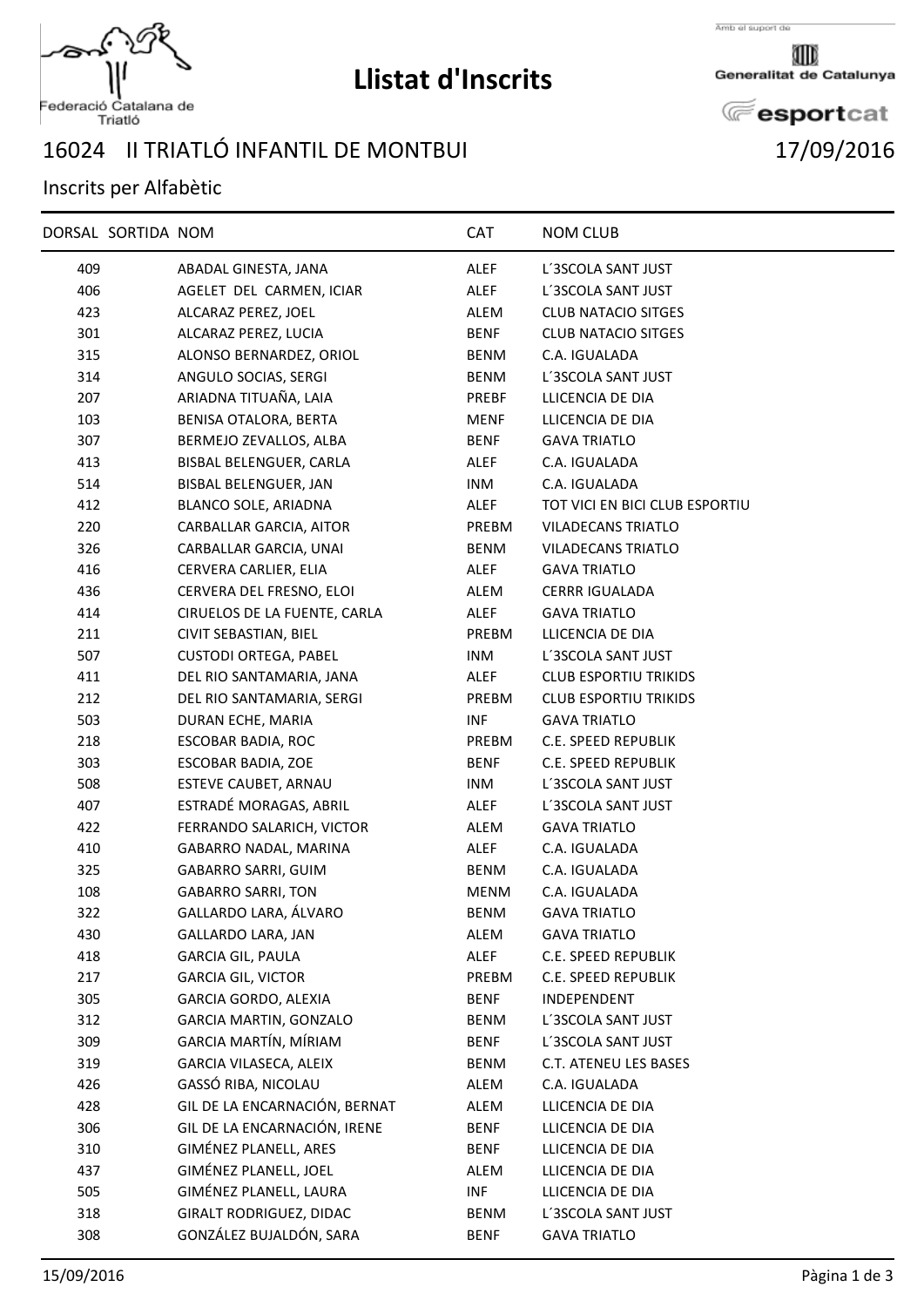# Llistat d'Inscrits

Federació Catalana de Triatló

Amb el suport de Generalitat de Catalunya — esportcat

## 16024 II TRIATLÓ INFANTIL DE MONTBUI 17/09/2016

Inscrits per Alfabètic

| DORSAL | SORTIDA | NOM | CAT | NOM CLUB |
|---|---|---|---|---|
| 409 | | ABADAL GINESTA, JANA | ALEF | L´3SCOLA SANT JUST |
| 406 | | AGELET DEL CARMEN, ICIAR | ALEF | L´3SCOLA SANT JUST |
| 423 | | ALCARAZ PEREZ, JOEL | ALEM | CLUB NATACIO SITGES |
| 301 | | ALCARAZ PEREZ, LUCIA | BENF | CLUB NATACIO SITGES |
| 315 | | ALONSO BERNARDEZ, ORIOL | BENM | C.A. IGUALADA |
| 314 | | ANGULO SOCIAS, SERGI | BENM | L´3SCOLA SANT JUST |
| 207 | | ARIADNA TITUAÑA, LAIA | PREBF | LLICENCIA DE DIA |
| 103 | | BENISA OTALORA, BERTA | MENF | LLICENCIA DE DIA |
| 307 | | BERMEJO ZEVALLOS, ALBA | BENF | GAVA TRIATLO |
| 413 | | BISBAL BELENGUER, CARLA | ALEF | C.A. IGUALADA |
| 514 | | BISBAL BELENGUER, JAN | INM | C.A. IGUALADA |
| 412 | | BLANCO SOLE, ARIADNA | ALEF | TOT VICI EN BICI CLUB ESPORTIU |
| 220 | | CARBALLAR GARCIA, AITOR | PREBM | VILADECANS TRIATLO |
| 326 | | CARBALLAR GARCIA, UNAI | BENM | VILADECANS TRIATLO |
| 416 | | CERVERA CARLIER, ELIA | ALEF | GAVA TRIATLO |
| 436 | | CERVERA DEL FRESNO, ELOI | ALEM | CERRR IGUALADA |
| 414 | | CIRUELOS DE LA FUENTE, CARLA | ALEF | GAVA TRIATLO |
| 211 | | CIVIT SEBASTIAN, BIEL | PREBM | LLICENCIA DE DIA |
| 507 | | CUSTODI ORTEGA, PABEL | INM | L´3SCOLA SANT JUST |
| 411 | | DEL RIO SANTAMARIA, JANA | ALEF | CLUB ESPORTIU TRIKIDS |
| 212 | | DEL RIO SANTAMARIA, SERGI | PREBM | CLUB ESPORTIU TRIKIDS |
| 503 | | DURAN ECHE, MARIA | INF | GAVA TRIATLO |
| 218 | | ESCOBAR BADIA, ROC | PREBM | C.E. SPEED REPUBLIK |
| 303 | | ESCOBAR BADIA, ZOE | BENF | C.E. SPEED REPUBLIK |
| 508 | | ESTEVE CAUBET, ARNAU | INM | L´3SCOLA SANT JUST |
| 407 | | ESTRADÉ MORAGAS, ABRIL | ALEF | L´3SCOLA SANT JUST |
| 422 | | FERRANDO SALARICH, VICTOR | ALEM | GAVA TRIATLO |
| 410 | | GABARRO NADAL, MARINA | ALEF | C.A. IGUALADA |
| 325 | | GABARRO SARRI, GUIM | BENM | C.A. IGUALADA |
| 108 | | GABARRO SARRI, TON | MENM | C.A. IGUALADA |
| 322 | | GALLARDO LARA, ÁLVARO | BENM | GAVA TRIATLO |
| 430 | | GALLARDO LARA, JAN | ALEM | GAVA TRIATLO |
| 418 | | GARCIA GIL, PAULA | ALEF | C.E. SPEED REPUBLIK |
| 217 | | GARCIA GIL, VICTOR | PREBM | C.E. SPEED REPUBLIK |
| 305 | | GARCIA GORDO, ALEXIA | BENF | INDEPENDENT |
| 312 | | GARCIA MARTIN, GONZALO | BENM | L´3SCOLA SANT JUST |
| 309 | | GARCIA MARTÍN, MÍRIAM | BENF | L´3SCOLA SANT JUST |
| 319 | | GARCIA VILASECA, ALEIX | BENM | C.T. ATENEU LES BASES |
| 426 | | GASSÓ RIBA, NICOLAU | ALEM | C.A. IGUALADA |
| 428 | | GIL DE LA ENCARNACIÓN, BERNAT | ALEM | LLICENCIA DE DIA |
| 306 | | GIL DE LA ENCARNACIÓN, IRENE | BENF | LLICENCIA DE DIA |
| 310 | | GIMÉNEZ PLANELL, ARES | BENF | LLICENCIA DE DIA |
| 437 | | GIMÉNEZ PLANELL, JOEL | ALEM | LLICENCIA DE DIA |
| 505 | | GIMÉNEZ PLANELL, LAURA | INF | LLICENCIA DE DIA |
| 318 | | GIRALT RODRIGUEZ, DIDAC | BENM | L´3SCOLA SANT JUST |
| 308 | | GONZÁLEZ BUJALDÓN, SARA | BENF | GAVA TRIATLO |

15/09/2016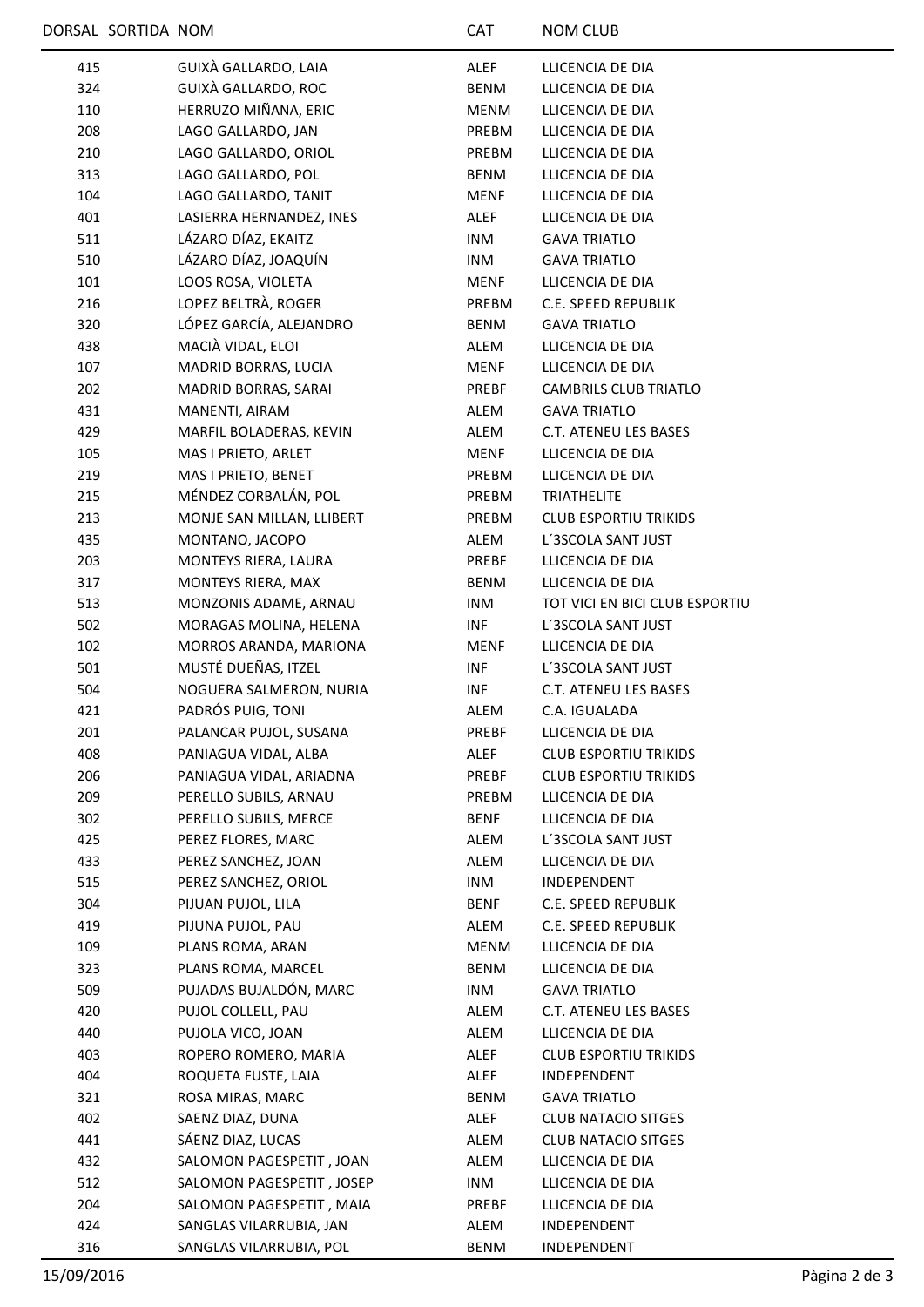| DORSAL | SORTIDA | NOM | CAT | NOM CLUB |
|---|---|---|---|---|
| 415 | | GUIXÀ GALLARDO, LAIA | ALEF | LLICENCIA DE DIA |
| 324 | | GUIXÀ GALLARDO, ROC | BENM | LLICENCIA DE DIA |
| 110 | | HERRUZO MIÑANA, ERIC | MENM | LLICENCIA DE DIA |
| 208 | | LAGO GALLARDO, JAN | PREBM | LLICENCIA DE DIA |
| 210 | | LAGO GALLARDO, ORIOL | PREBM | LLICENCIA DE DIA |
| 313 | | LAGO GALLARDO, POL | BENM | LLICENCIA DE DIA |
| 104 | | LAGO GALLARDO, TANIT | MENF | LLICENCIA DE DIA |
| 401 | | LASIERRA HERNANDEZ, INES | ALEF | LLICENCIA DE DIA |
| 511 | | LÁZARO DÍAZ, EKAITZ | INM | GAVA TRIATLO |
| 510 | | LÁZARO DÍAZ, JOAQUÍN | INM | GAVA TRIATLO |
| 101 | | LOOS ROSA, VIOLETA | MENF | LLICENCIA DE DIA |
| 216 | | LOPEZ BELTRÀ, ROGER | PREBM | C.E. SPEED REPUBLIK |
| 320 | | LÓPEZ GARCÍA, ALEJANDRO | BENM | GAVA TRIATLO |
| 438 | | MACIÀ VIDAL, ELOI | ALEM | LLICENCIA DE DIA |
| 107 | | MADRID BORRAS, LUCIA | MENF | LLICENCIA DE DIA |
| 202 | | MADRID BORRAS, SARAI | PREBF | CAMBRILS CLUB TRIATLO |
| 431 | | MANENTI, AIRAM | ALEM | GAVA TRIATLO |
| 429 | | MARFIL BOLADERAS, KEVIN | ALEM | C.T. ATENEU LES BASES |
| 105 | | MAS I PRIETO, ARLET | MENF | LLICENCIA DE DIA |
| 219 | | MAS I PRIETO, BENET | PREBM | LLICENCIA DE DIA |
| 215 | | MÉNDEZ CORBALÁN, POL | PREBM | TRIATHELITE |
| 213 | | MONJE SAN MILLAN, LLIBERT | PREBM | CLUB ESPORTIU TRIKIDS |
| 435 | | MONTANO, JACOPO | ALEM | L´3SCOLA SANT JUST |
| 203 | | MONTEYS RIERA, LAURA | PREBF | LLICENCIA DE DIA |
| 317 | | MONTEYS RIERA, MAX | BENM | LLICENCIA DE DIA |
| 513 | | MONZONIS ADAME, ARNAU | INM | TOT VICI EN BICI CLUB ESPORTIU |
| 502 | | MORAGAS MOLINA, HELENA | INF | L´3SCOLA SANT JUST |
| 102 | | MORROS ARANDA, MARIONA | MENF | LLICENCIA DE DIA |
| 501 | | MUSTÉ DUEÑAS, ITZEL | INF | L´3SCOLA SANT JUST |
| 504 | | NOGUERA SALMERON, NURIA | INF | C.T. ATENEU LES BASES |
| 421 | | PADRÓS PUIG, TONI | ALEM | C.A. IGUALADA |
| 201 | | PALANCAR PUJOL, SUSANA | PREBF | LLICENCIA DE DIA |
| 408 | | PANIAGUA VIDAL, ALBA | ALEF | CLUB ESPORTIU TRIKIDS |
| 206 | | PANIAGUA VIDAL, ARIADNA | PREBF | CLUB ESPORTIU TRIKIDS |
| 209 | | PERELLO SUBILS, ARNAU | PREBM | LLICENCIA DE DIA |
| 302 | | PERELLO SUBILS, MERCE | BENF | LLICENCIA DE DIA |
| 425 | | PEREZ FLORES, MARC | ALEM | L´3SCOLA SANT JUST |
| 433 | | PEREZ SANCHEZ, JOAN | ALEM | LLICENCIA DE DIA |
| 515 | | PEREZ SANCHEZ, ORIOL | INM | INDEPENDENT |
| 304 | | PIJUAN PUJOL, LILA | BENF | C.E. SPEED REPUBLIK |
| 419 | | PIJUNA PUJOL, PAU | ALEM | C.E. SPEED REPUBLIK |
| 109 | | PLANS ROMA, ARAN | MENM | LLICENCIA DE DIA |
| 323 | | PLANS ROMA, MARCEL | BENM | LLICENCIA DE DIA |
| 509 | | PUJADAS BUJALDÓN, MARC | INM | GAVA TRIATLO |
| 420 | | PUJOL COLLELL, PAU | ALEM | C.T. ATENEU LES BASES |
| 440 | | PUJOLA VICO, JOAN | ALEM | LLICENCIA DE DIA |
| 403 | | ROPERO ROMERO, MARIA | ALEF | CLUB ESPORTIU TRIKIDS |
| 404 | | ROQUETA FUSTE, LAIA | ALEF | INDEPENDENT |
| 321 | | ROSA MIRAS, MARC | BENM | GAVA TRIATLO |
| 402 | | SAENZ DIAZ, DUNA | ALEF | CLUB NATACIO SITGES |
| 441 | | SÁENZ DIAZ, LUCAS | ALEM | CLUB NATACIO SITGES |
| 432 | | SALOMON PAGESPETIT , JOAN | ALEM | LLICENCIA DE DIA |
| 512 | | SALOMON PAGESPETIT , JOSEP | INM | LLICENCIA DE DIA |
| 204 | | SALOMON PAGESPETIT , MAIA | PREBF | LLICENCIA DE DIA |
| 424 | | SANGLAS VILARRUBIA, JAN | ALEM | INDEPENDENT |
| 316 | | SANGLAS VILARRUBIA, POL | BENM | INDEPENDENT |

15/09/2016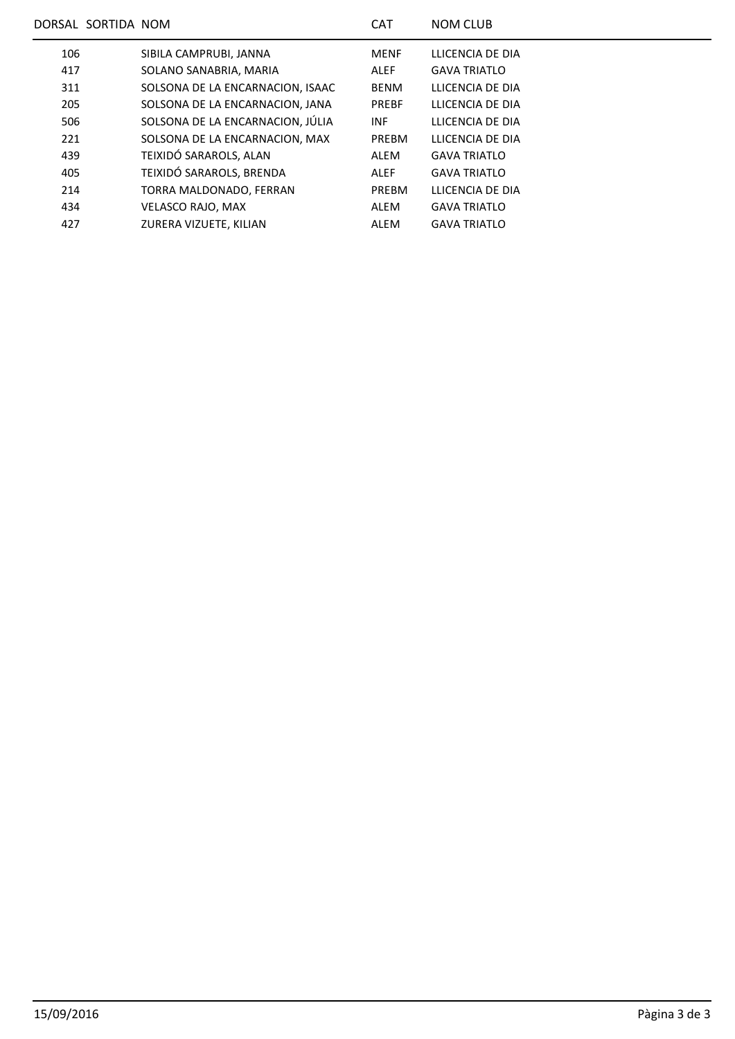| DORSAL | SORTIDA | NOM | CAT | NOM CLUB |
|---|---|---|---|---|
| 106 | | SIBILA CAMPRUBI, JANNA | MENF | LLICENCIA DE DIA |
| 417 | | SOLANO SANABRIA, MARIA | ALEF | GAVA TRIATLO |
| 311 | | SOLSONA DE LA ENCARNACION, ISAAC | BENM | LLICENCIA DE DIA |
| 205 | | SOLSONA DE LA ENCARNACION, JANA | PREBF | LLICENCIA DE DIA |
| 506 | | SOLSONA DE LA ENCARNACION, JÚLIA | INF | LLICENCIA DE DIA |
| 221 | | SOLSONA DE LA ENCARNACION, MAX | PREBM | LLICENCIA DE DIA |
| 439 | | TEIXIDÓ SARAROLS, ALAN | ALEM | GAVA TRIATLO |
| 405 | | TEIXIDÓ SARAROLS, BRENDA | ALEF | GAVA TRIATLO |
| 214 | | TORRA MALDONADO, FERRAN | PREBM | LLICENCIA DE DIA |
| 434 | | VELASCO RAJO, MAX | ALEM | GAVA TRIATLO |
| 427 | | ZURERA VIZUETE, KILIAN | ALEM | GAVA TRIATLO |

15/09/2016